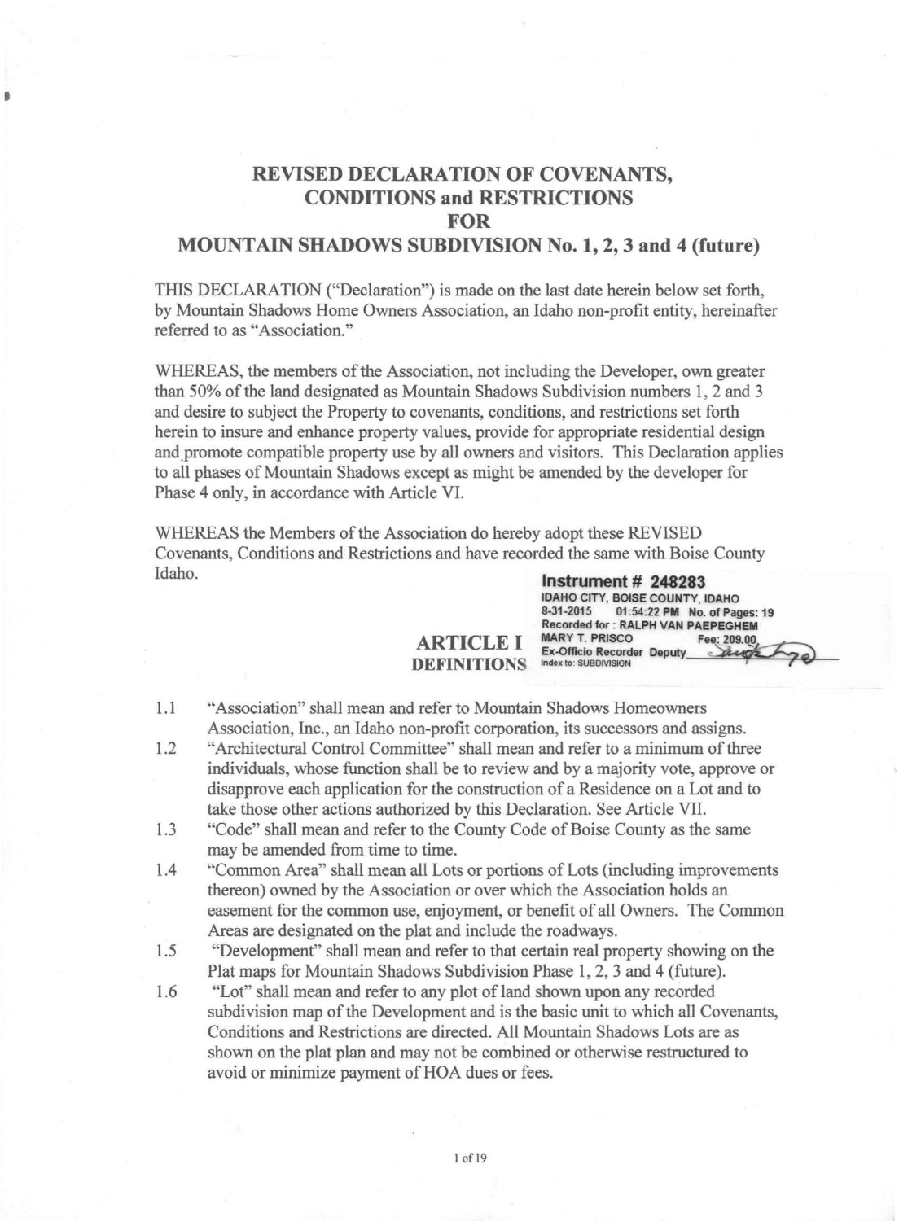# REVISED DECLARATION OF COVENANTS, CONDITIONS and RESTRICTIONS FOR MOUNTAIN SHADOWS SUBDIVISION No. 1, 2, 3 and 4 (future)

THIS DECLARATION ("Declaration") is made on the last date herein below set forth, by Mountain Shadows Home Owners Association, an Idaho non-profit entity, hereinafter referred to as "Association."

WHEREAS, the members of the Association, not including the Developer, own greater than 50% of the land designated as Mountain Shadows Subdivision numbers 1, 2 and 3 and desire to subject the Property to covenants, conditions, and restrictions set forth herein to insure and enhance property values, provide for appropriate residential design and promote compatible property use by all owners and visitors. This Declaration applies to all phases of Mountain Shadows except as might be amended by the developer for Phase 4 only, in accordance with Article VI.

WHEREAS the Members of the Association do hereby adopt these REVISED Covenants, Conditions and Restrictions and have recorded the same with Boise County Idaho.

**Instrument # 248283**
IDAHO CITY, BOISE COUNTY, IDAHO
8-31-2015 01:54:22 PM No. of Pages: 19
Recorded for : RALPH VAN PAEPEGHEM
MARY T. PRISCO Fee: 209.00
Ex-Officio Recorder Deputy
Index to: SUBDIVISION

## ARTICLE I
## DEFINITIONS

1.1 "Association" shall mean and refer to Mountain Shadows Homeowners Association, Inc., an Idaho non-profit corporation, its successors and assigns.

1.2 "Architectural Control Committee" shall mean and refer to a minimum of three individuals, whose function shall be to review and by a majority vote, approve or disapprove each application for the construction of a Residence on a Lot and to take those other actions authorized by this Declaration. See Article VII.

1.3 "Code" shall mean and refer to the County Code of Boise County as the same may be amended from time to time.

1.4 "Common Area" shall mean all Lots or portions of Lots (including improvements thereon) owned by the Association or over which the Association holds an easement for the common use, enjoyment, or benefit of all Owners. The Common Areas are designated on the plat and include the roadways.

1.5 "Development" shall mean and refer to that certain real property showing on the Plat maps for Mountain Shadows Subdivision Phase 1, 2, 3 and 4 (future).

1.6 "Lot" shall mean and refer to any plot of land shown upon any recorded subdivision map of the Development and is the basic unit to which all Covenants, Conditions and Restrictions are directed. All Mountain Shadows Lots are as shown on the plat plan and may not be combined or otherwise restructured to avoid or minimize payment of HOA dues or fees.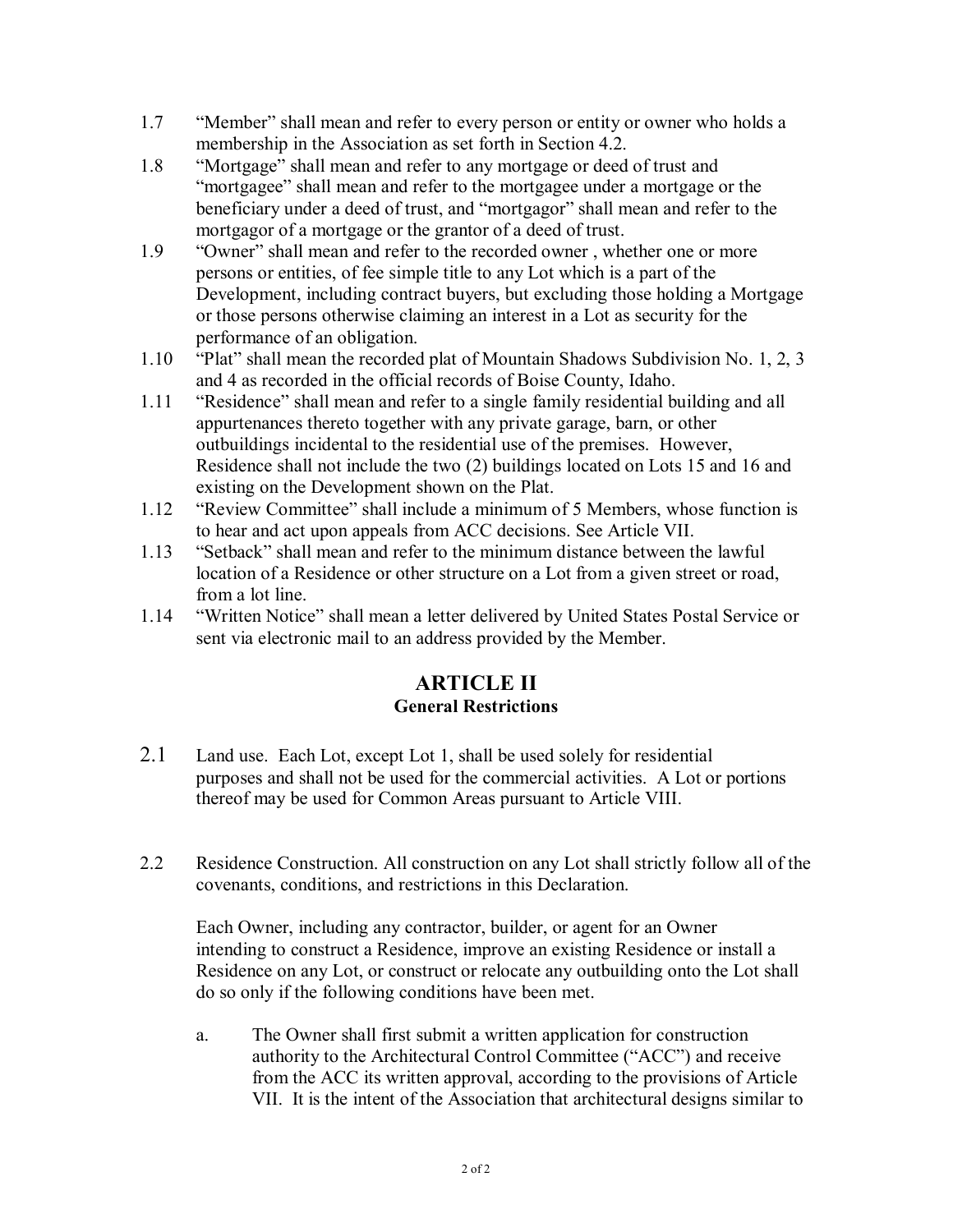1.7 "Member" shall mean and refer to every person or entity or owner who holds a membership in the Association as set forth in Section 4.2.

1.8 "Mortgage" shall mean and refer to any mortgage or deed of trust and "mortgagee" shall mean and refer to the mortgagee under a mortgage or the beneficiary under a deed of trust, and "mortgagor" shall mean and refer to the mortgagor of a mortgage or the grantor of a deed of trust.

1.9 "Owner" shall mean and refer to the recorded owner , whether one or more persons or entities, of fee simple title to any Lot which is a part of the Development, including contract buyers, but excluding those holding a Mortgage or those persons otherwise claiming an interest in a Lot as security for the performance of an obligation.

1.10 "Plat" shall mean the recorded plat of Mountain Shadows Subdivision No. 1, 2, 3 and 4 as recorded in the official records of Boise County, Idaho.

1.11 "Residence" shall mean and refer to a single family residential building and all appurtenances thereto together with any private garage, barn, or other outbuildings incidental to the residential use of the premises. However, Residence shall not include the two (2) buildings located on Lots 15 and 16 and existing on the Development shown on the Plat.

1.12 "Review Committee" shall include a minimum of 5 Members, whose function is to hear and act upon appeals from ACC decisions. See Article VII.

1.13 "Setback" shall mean and refer to the minimum distance between the lawful location of a Residence or other structure on a Lot from a given street or road, from a lot line.

1.14 "Written Notice" shall mean a letter delivered by United States Postal Service or sent via electronic mail to an address provided by the Member.

## ARTICLE II
### General Restrictions

2.1 Land use. Each Lot, except Lot 1, shall be used solely for residential purposes and shall not be used for the commercial activities. A Lot or portions thereof may be used for Common Areas pursuant to Article VIII.

2.2 Residence Construction. All construction on any Lot shall strictly follow all of the covenants, conditions, and restrictions in this Declaration.

Each Owner, including any contractor, builder, or agent for an Owner intending to construct a Residence, improve an existing Residence or install a Residence on any Lot, or construct or relocate any outbuilding onto the Lot shall do so only if the following conditions have been met.

a. The Owner shall first submit a written application for construction authority to the Architectural Control Committee ("ACC") and receive from the ACC its written approval, according to the provisions of Article VII. It is the intent of the Association that architectural designs similar to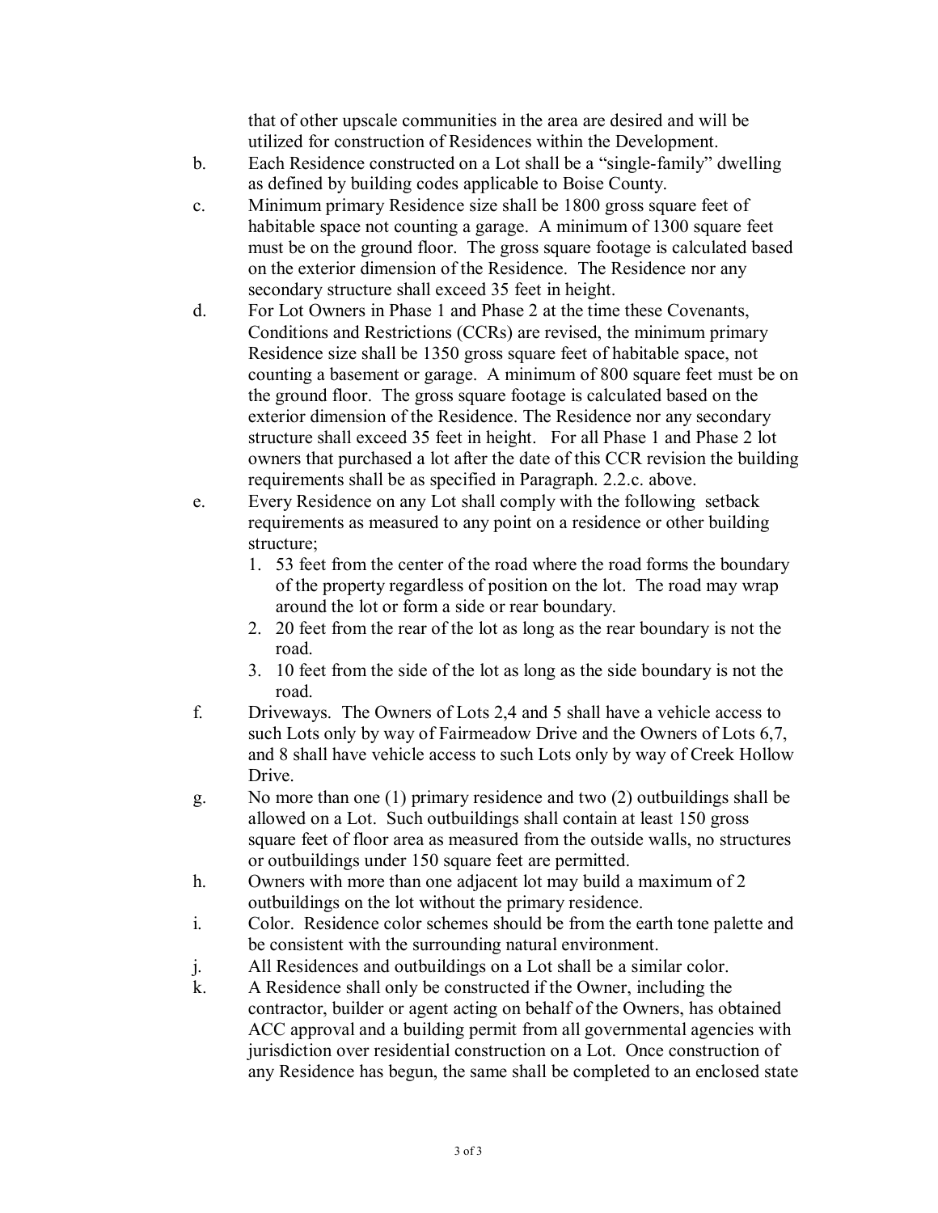that of other upscale communities in the area are desired and will be utilized for construction of Residences within the Development.

b. Each Residence constructed on a Lot shall be a "single-family" dwelling as defined by building codes applicable to Boise County.

c. Minimum primary Residence size shall be 1800 gross square feet of habitable space not counting a garage. A minimum of 1300 square feet must be on the ground floor. The gross square footage is calculated based on the exterior dimension of the Residence. The Residence nor any secondary structure shall exceed 35 feet in height.

d. For Lot Owners in Phase 1 and Phase 2 at the time these Covenants, Conditions and Restrictions (CCRs) are revised, the minimum primary Residence size shall be 1350 gross square feet of habitable space, not counting a basement or garage. A minimum of 800 square feet must be on the ground floor. The gross square footage is calculated based on the exterior dimension of the Residence. The Residence nor any secondary structure shall exceed 35 feet in height. For all Phase 1 and Phase 2 lot owners that purchased a lot after the date of this CCR revision the building requirements shall be as specified in Paragraph. 2.2.c. above.

e. Every Residence on any Lot shall comply with the following setback requirements as measured to any point on a residence or other building structure;

   1. 53 feet from the center of the road where the road forms the boundary of the property regardless of position on the lot. The road may wrap around the lot or form a side or rear boundary.
   2. 20 feet from the rear of the lot as long as the rear boundary is not the road.
   3. 10 feet from the side of the lot as long as the side boundary is not the road.

f. Driveways. The Owners of Lots 2,4 and 5 shall have a vehicle access to such Lots only by way of Fairmeadow Drive and the Owners of Lots 6,7, and 8 shall have vehicle access to such Lots only by way of Creek Hollow Drive.

g. No more than one (1) primary residence and two (2) outbuildings shall be allowed on a Lot. Such outbuildings shall contain at least 150 gross square feet of floor area as measured from the outside walls, no structures or outbuildings under 150 square feet are permitted.

h. Owners with more than one adjacent lot may build a maximum of 2 outbuildings on the lot without the primary residence.

i. Color. Residence color schemes should be from the earth tone palette and be consistent with the surrounding natural environment.

j. All Residences and outbuildings on a Lot shall be a similar color.

k. A Residence shall only be constructed if the Owner, including the contractor, builder or agent acting on behalf of the Owners, has obtained ACC approval and a building permit from all governmental agencies with jurisdiction over residential construction on a Lot. Once construction of any Residence has begun, the same shall be completed to an enclosed state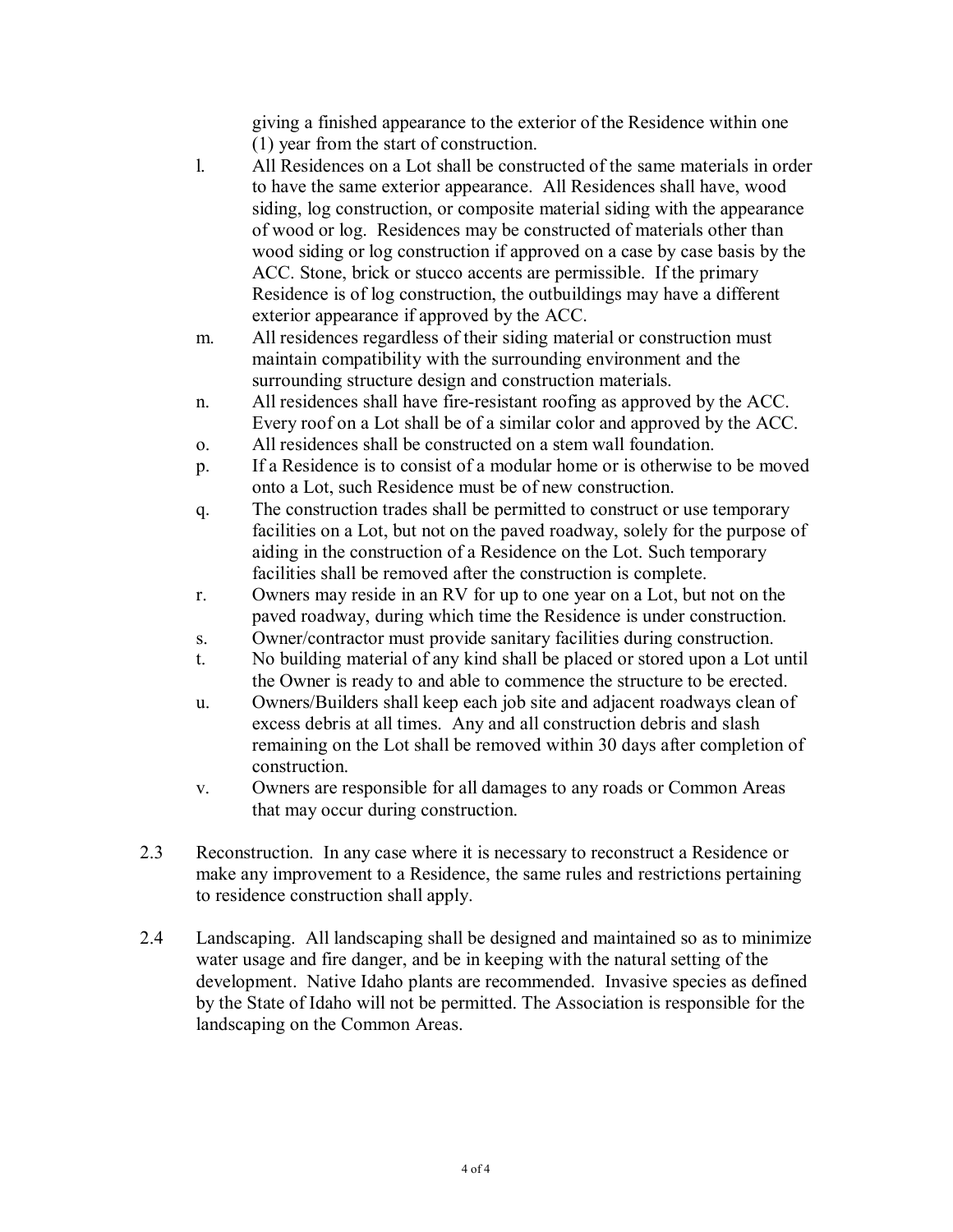giving a finished appearance to the exterior of the Residence within one (1) year from the start of construction.

l. All Residences on a Lot shall be constructed of the same materials in order to have the same exterior appearance. All Residences shall have, wood siding, log construction, or composite material siding with the appearance of wood or log. Residences may be constructed of materials other than wood siding or log construction if approved on a case by case basis by the ACC. Stone, brick or stucco accents are permissible. If the primary Residence is of log construction, the outbuildings may have a different exterior appearance if approved by the ACC.

m. All residences regardless of their siding material or construction must maintain compatibility with the surrounding environment and the surrounding structure design and construction materials.

n. All residences shall have fire-resistant roofing as approved by the ACC. Every roof on a Lot shall be of a similar color and approved by the ACC.

o. All residences shall be constructed on a stem wall foundation.

p. If a Residence is to consist of a modular home or is otherwise to be moved onto a Lot, such Residence must be of new construction.

q. The construction trades shall be permitted to construct or use temporary facilities on a Lot, but not on the paved roadway, solely for the purpose of aiding in the construction of a Residence on the Lot. Such temporary facilities shall be removed after the construction is complete.

r. Owners may reside in an RV for up to one year on a Lot, but not on the paved roadway, during which time the Residence is under construction.

s. Owner/contractor must provide sanitary facilities during construction.

t. No building material of any kind shall be placed or stored upon a Lot until the Owner is ready to and able to commence the structure to be erected.

u. Owners/Builders shall keep each job site and adjacent roadways clean of excess debris at all times. Any and all construction debris and slash remaining on the Lot shall be removed within 30 days after completion of construction.

v. Owners are responsible for all damages to any roads or Common Areas that may occur during construction.

2.3 Reconstruction. In any case where it is necessary to reconstruct a Residence or make any improvement to a Residence, the same rules and restrictions pertaining to residence construction shall apply.

2.4 Landscaping. All landscaping shall be designed and maintained so as to minimize water usage and fire danger, and be in keeping with the natural setting of the development. Native Idaho plants are recommended. Invasive species as defined by the State of Idaho will not be permitted. The Association is responsible for the landscaping on the Common Areas.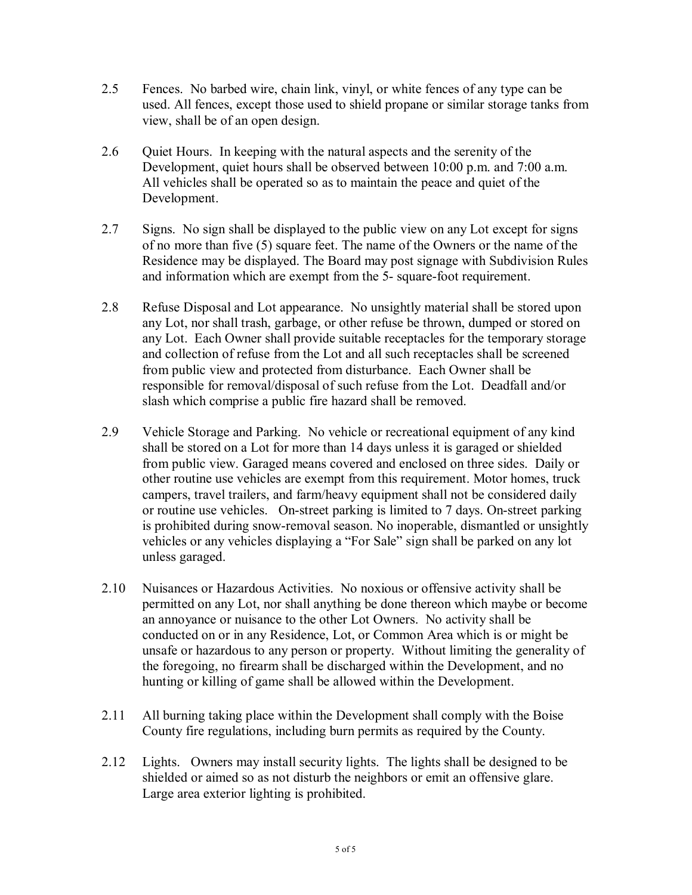2.5 Fences. No barbed wire, chain link, vinyl, or white fences of any type can be used. All fences, except those used to shield propane or similar storage tanks from view, shall be of an open design.

2.6 Quiet Hours. In keeping with the natural aspects and the serenity of the Development, quiet hours shall be observed between 10:00 p.m. and 7:00 a.m. All vehicles shall be operated so as to maintain the peace and quiet of the Development.

2.7 Signs. No sign shall be displayed to the public view on any Lot except for signs of no more than five (5) square feet. The name of the Owners or the name of the Residence may be displayed. The Board may post signage with Subdivision Rules and information which are exempt from the 5- square-foot requirement.

2.8 Refuse Disposal and Lot appearance. No unsightly material shall be stored upon any Lot, nor shall trash, garbage, or other refuse be thrown, dumped or stored on any Lot. Each Owner shall provide suitable receptacles for the temporary storage and collection of refuse from the Lot and all such receptacles shall be screened from public view and protected from disturbance. Each Owner shall be responsible for removal/disposal of such refuse from the Lot. Deadfall and/or slash which comprise a public fire hazard shall be removed.

2.9 Vehicle Storage and Parking. No vehicle or recreational equipment of any kind shall be stored on a Lot for more than 14 days unless it is garaged or shielded from public view. Garaged means covered and enclosed on three sides. Daily or other routine use vehicles are exempt from this requirement. Motor homes, truck campers, travel trailers, and farm/heavy equipment shall not be considered daily or routine use vehicles. On-street parking is limited to 7 days. On-street parking is prohibited during snow-removal season. No inoperable, dismantled or unsightly vehicles or any vehicles displaying a "For Sale" sign shall be parked on any lot unless garaged.

2.10 Nuisances or Hazardous Activities. No noxious or offensive activity shall be permitted on any Lot, nor shall anything be done thereon which maybe or become an annoyance or nuisance to the other Lot Owners. No activity shall be conducted on or in any Residence, Lot, or Common Area which is or might be unsafe or hazardous to any person or property. Without limiting the generality of the foregoing, no firearm shall be discharged within the Development, and no hunting or killing of game shall be allowed within the Development.

2.11 All burning taking place within the Development shall comply with the Boise County fire regulations, including burn permits as required by the County.

2.12 Lights. Owners may install security lights. The lights shall be designed to be shielded or aimed so as not disturb the neighbors or emit an offensive glare. Large area exterior lighting is prohibited.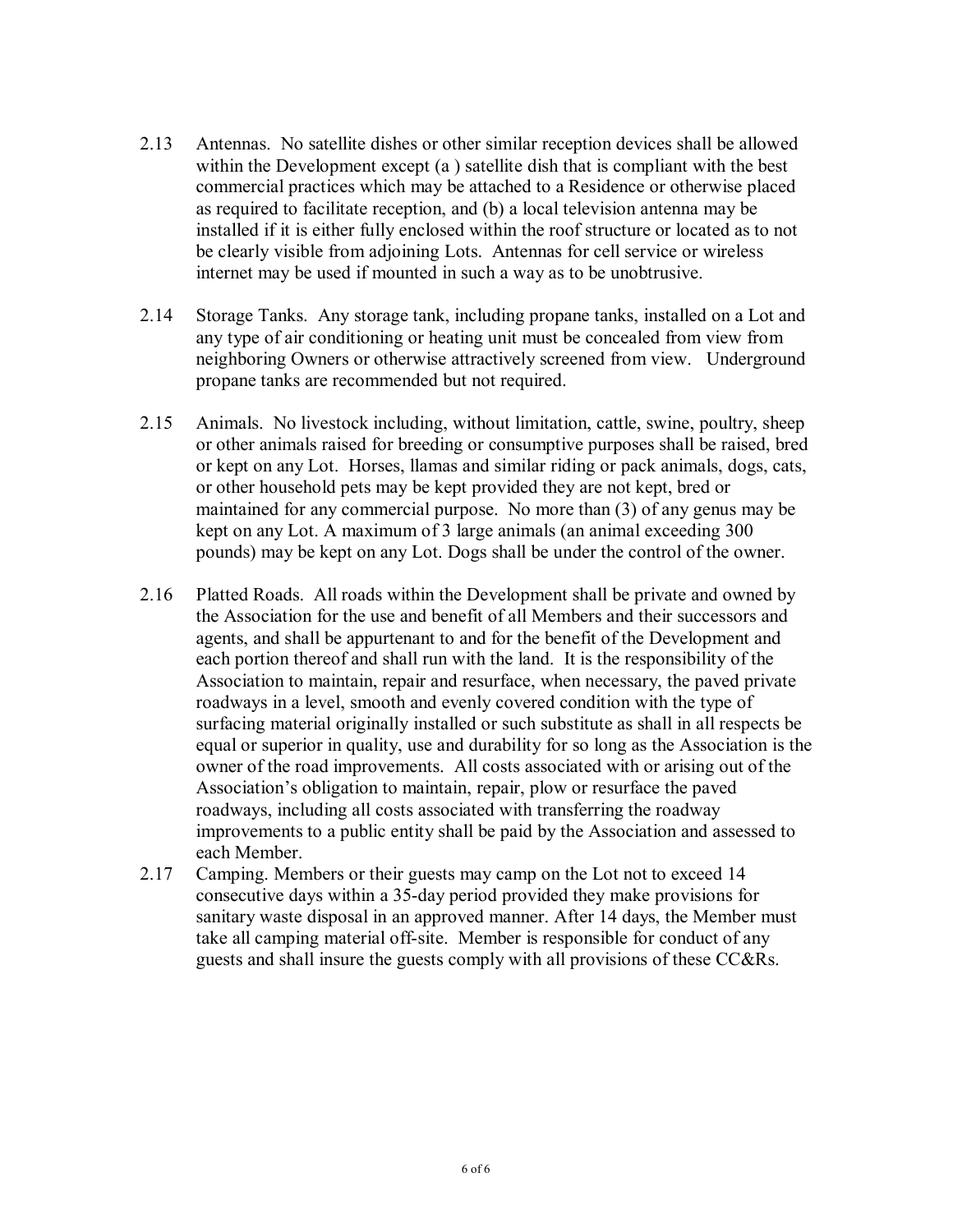2.13 Antennas. No satellite dishes or other similar reception devices shall be allowed within the Development except (a ) satellite dish that is compliant with the best commercial practices which may be attached to a Residence or otherwise placed as required to facilitate reception, and (b) a local television antenna may be installed if it is either fully enclosed within the roof structure or located as to not be clearly visible from adjoining Lots. Antennas for cell service or wireless internet may be used if mounted in such a way as to be unobtrusive.

2.14 Storage Tanks. Any storage tank, including propane tanks, installed on a Lot and any type of air conditioning or heating unit must be concealed from view from neighboring Owners or otherwise attractively screened from view. Underground propane tanks are recommended but not required.

2.15 Animals. No livestock including, without limitation, cattle, swine, poultry, sheep or other animals raised for breeding or consumptive purposes shall be raised, bred or kept on any Lot. Horses, llamas and similar riding or pack animals, dogs, cats, or other household pets may be kept provided they are not kept, bred or maintained for any commercial purpose. No more than (3) of any genus may be kept on any Lot. A maximum of 3 large animals (an animal exceeding 300 pounds) may be kept on any Lot. Dogs shall be under the control of the owner.

2.16 Platted Roads. All roads within the Development shall be private and owned by the Association for the use and benefit of all Members and their successors and agents, and shall be appurtenant to and for the benefit of the Development and each portion thereof and shall run with the land. It is the responsibility of the Association to maintain, repair and resurface, when necessary, the paved private roadways in a level, smooth and evenly covered condition with the type of surfacing material originally installed or such substitute as shall in all respects be equal or superior in quality, use and durability for so long as the Association is the owner of the road improvements. All costs associated with or arising out of the Association's obligation to maintain, repair, plow or resurface the paved roadways, including all costs associated with transferring the roadway improvements to a public entity shall be paid by the Association and assessed to each Member.

2.17 Camping. Members or their guests may camp on the Lot not to exceed 14 consecutive days within a 35-day period provided they make provisions for sanitary waste disposal in an approved manner. After 14 days, the Member must take all camping material off-site. Member is responsible for conduct of any guests and shall insure the guests comply with all provisions of these CC&Rs.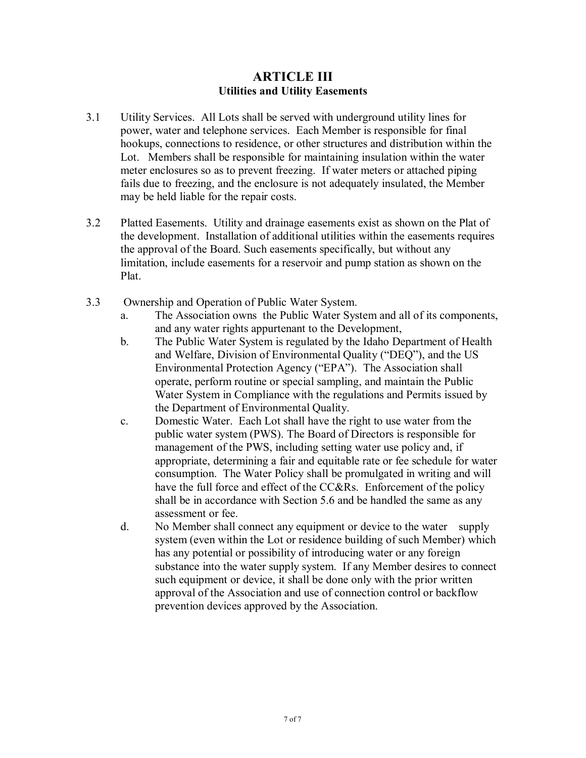# ARTICLE III
## Utilities and Utility Easements

3.1 Utility Services. All Lots shall be served with underground utility lines for power, water and telephone services. Each Member is responsible for final hookups, connections to residence, or other structures and distribution within the Lot. Members shall be responsible for maintaining insulation within the water meter enclosures so as to prevent freezing. If water meters or attached piping fails due to freezing, and the enclosure is not adequately insulated, the Member may be held liable for the repair costs.

3.2 Platted Easements. Utility and drainage easements exist as shown on the Plat of the development. Installation of additional utilities within the easements requires the approval of the Board. Such easements specifically, but without any limitation, include easements for a reservoir and pump station as shown on the Plat.

3.3 Ownership and Operation of Public Water System.

a. The Association owns the Public Water System and all of its components, and any water rights appurtenant to the Development,

b. The Public Water System is regulated by the Idaho Department of Health and Welfare, Division of Environmental Quality ("DEQ"), and the US Environmental Protection Agency ("EPA"). The Association shall operate, perform routine or special sampling, and maintain the Public Water System in Compliance with the regulations and Permits issued by the Department of Environmental Quality.

c. Domestic Water. Each Lot shall have the right to use water from the public water system (PWS). The Board of Directors is responsible for management of the PWS, including setting water use policy and, if appropriate, determining a fair and equitable rate or fee schedule for water consumption. The Water Policy shall be promulgated in writing and will have the full force and effect of the CC&Rs. Enforcement of the policy shall be in accordance with Section 5.6 and be handled the same as any assessment or fee.

d. No Member shall connect any equipment or device to the water supply system (even within the Lot or residence building of such Member) which has any potential or possibility of introducing water or any foreign substance into the water supply system. If any Member desires to connect such equipment or device, it shall be done only with the prior written approval of the Association and use of connection control or backflow prevention devices approved by the Association.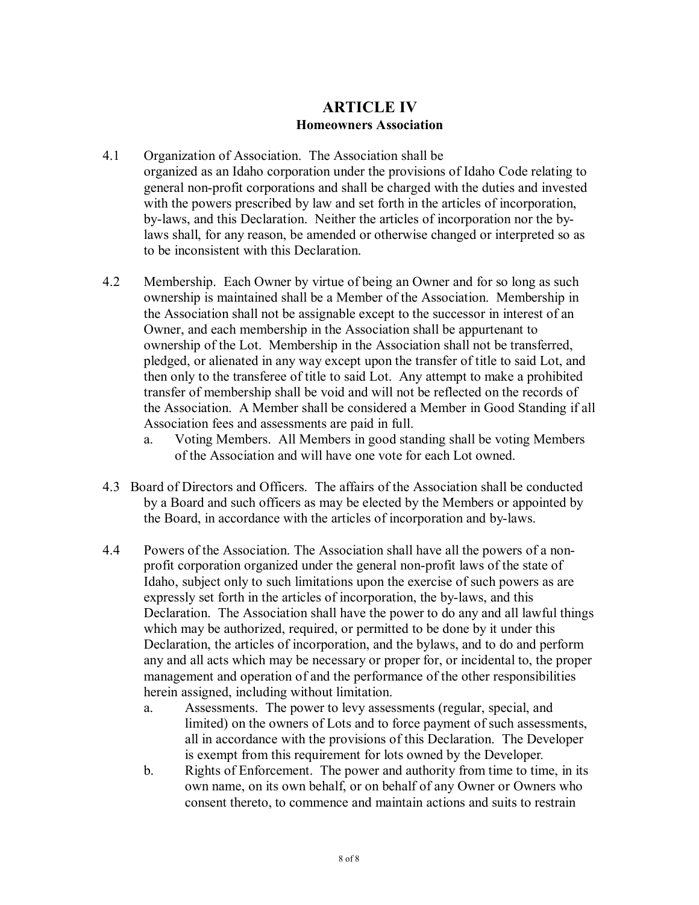## ARTICLE IV
### Homeowners Association

4.1 Organization of Association. The Association shall be organized as an Idaho corporation under the provisions of Idaho Code relating to general non-profit corporations and shall be charged with the duties and invested with the powers prescribed by law and set forth in the articles of incorporation, by-laws, and this Declaration. Neither the articles of incorporation nor the by-laws shall, for any reason, be amended or otherwise changed or interpreted so as to be inconsistent with this Declaration.

4.2 Membership. Each Owner by virtue of being an Owner and for so long as such ownership is maintained shall be a Member of the Association. Membership in the Association shall not be assignable except to the successor in interest of an Owner, and each membership in the Association shall be appurtenant to ownership of the Lot. Membership in the Association shall not be transferred, pledged, or alienated in any way except upon the transfer of title to said Lot, and then only to the transferee of title to said Lot. Any attempt to make a prohibited transfer of membership shall be void and will not be reflected on the records of the Association. A Member shall be considered a Member in Good Standing if all Association fees and assessments are paid in full.

   a. Voting Members. All Members in good standing shall be voting Members of the Association and will have one vote for each Lot owned.

4.3 Board of Directors and Officers. The affairs of the Association shall be conducted by a Board and such officers as may be elected by the Members or appointed by the Board, in accordance with the articles of incorporation and by-laws.

4.4 Powers of the Association. The Association shall have all the powers of a non-profit corporation organized under the general non-profit laws of the state of Idaho, subject only to such limitations upon the exercise of such powers as are expressly set forth in the articles of incorporation, the by-laws, and this Declaration. The Association shall have the power to do any and all lawful things which may be authorized, required, or permitted to be done by it under this Declaration, the articles of incorporation, and the bylaws, and to do and perform any and all acts which may be necessary or proper for, or incidental to, the proper management and operation of and the performance of the other responsibilities herein assigned, including without limitation.

   a. Assessments. The power to levy assessments (regular, special, and limited) on the owners of Lots and to force payment of such assessments, all in accordance with the provisions of this Declaration. The Developer is exempt from this requirement for lots owned by the Developer.

   b. Rights of Enforcement. The power and authority from time to time, in its own name, on its own behalf, or on behalf of any Owner or Owners who consent thereto, to commence and maintain actions and suits to restrain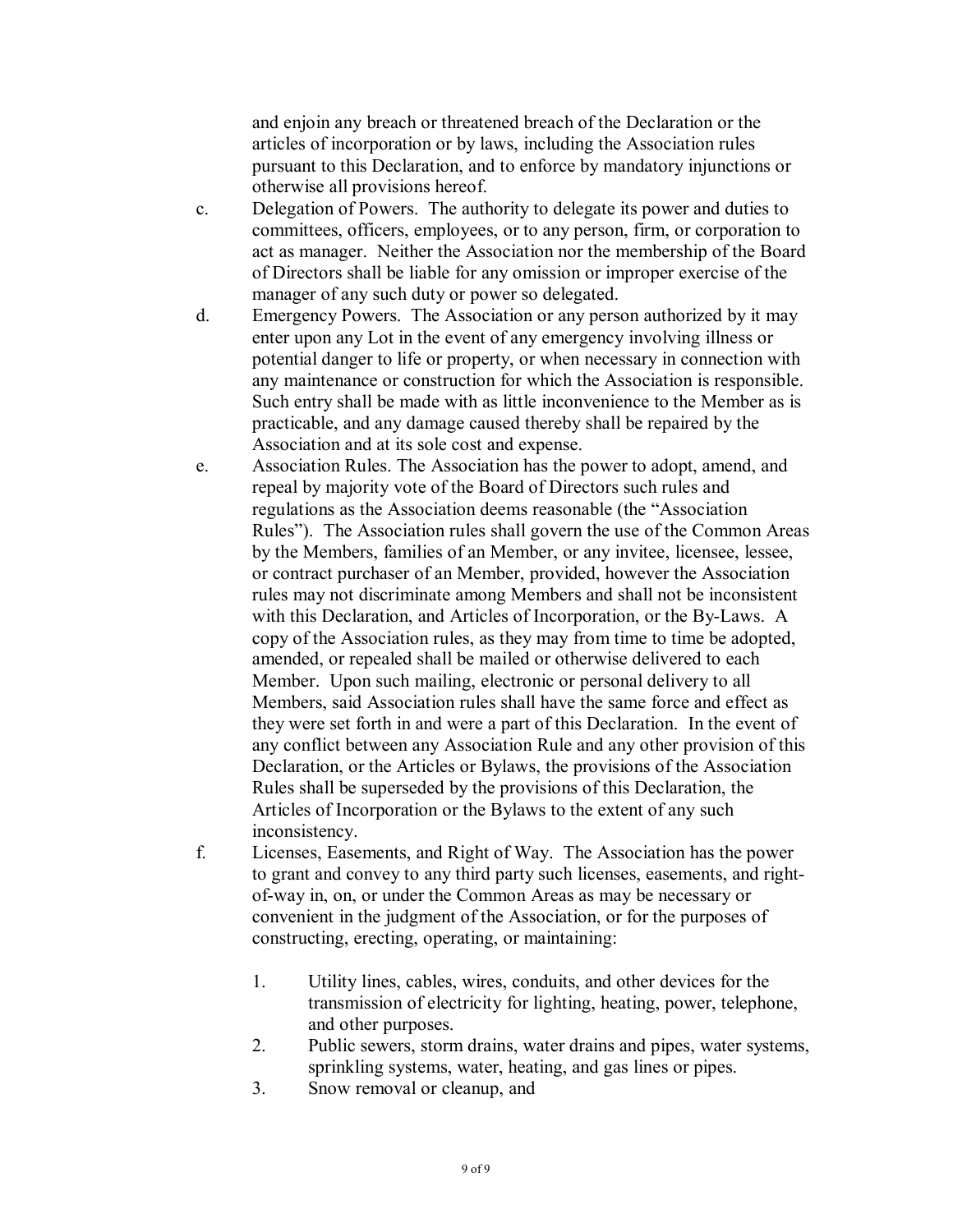and enjoin any breach or threatened breach of the Declaration or the articles of incorporation or by laws, including the Association rules pursuant to this Declaration, and to enforce by mandatory injunctions or otherwise all provisions hereof.

c. Delegation of Powers. The authority to delegate its power and duties to committees, officers, employees, or to any person, firm, or corporation to act as manager. Neither the Association nor the membership of the Board of Directors shall be liable for any omission or improper exercise of the manager of any such duty or power so delegated.

d. Emergency Powers. The Association or any person authorized by it may enter upon any Lot in the event of any emergency involving illness or potential danger to life or property, or when necessary in connection with any maintenance or construction for which the Association is responsible. Such entry shall be made with as little inconvenience to the Member as is practicable, and any damage caused thereby shall be repaired by the Association and at its sole cost and expense.

e. Association Rules. The Association has the power to adopt, amend, and repeal by majority vote of the Board of Directors such rules and regulations as the Association deems reasonable (the "Association Rules"). The Association rules shall govern the use of the Common Areas by the Members, families of an Member, or any invitee, licensee, lessee, or contract purchaser of an Member, provided, however the Association rules may not discriminate among Members and shall not be inconsistent with this Declaration, and Articles of Incorporation, or the By-Laws. A copy of the Association rules, as they may from time to time be adopted, amended, or repealed shall be mailed or otherwise delivered to each Member. Upon such mailing, electronic or personal delivery to all Members, said Association rules shall have the same force and effect as they were set forth in and were a part of this Declaration. In the event of any conflict between any Association Rule and any other provision of this Declaration, or the Articles or Bylaws, the provisions of the Association Rules shall be superseded by the provisions of this Declaration, the Articles of Incorporation or the Bylaws to the extent of any such inconsistency.

f. Licenses, Easements, and Right of Way. The Association has the power to grant and convey to any third party such licenses, easements, and right-of-way in, on, or under the Common Areas as may be necessary or convenient in the judgment of the Association, or for the purposes of constructing, erecting, operating, or maintaining:

   1. Utility lines, cables, wires, conduits, and other devices for the transmission of electricity for lighting, heating, power, telephone, and other purposes.
   2. Public sewers, storm drains, water drains and pipes, water systems, sprinkling systems, water, heating, and gas lines or pipes.
   3. Snow removal or cleanup, and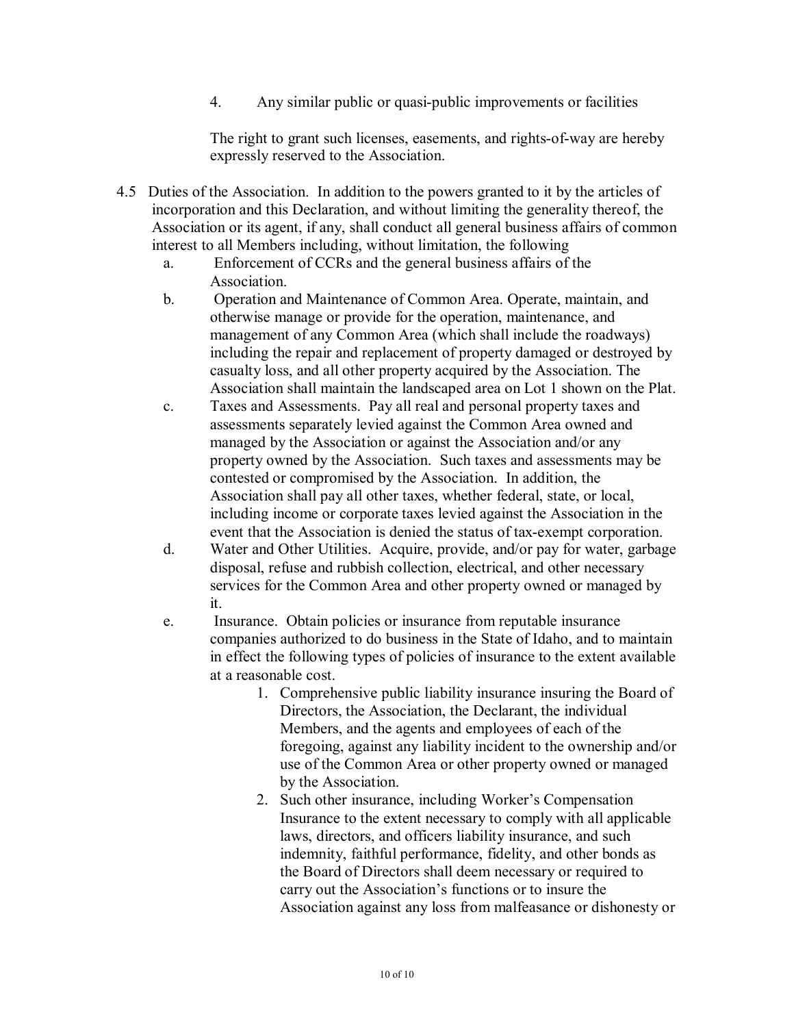4. Any similar public or quasi-public improvements or facilities

The right to grant such licenses, easements, and rights-of-way are hereby expressly reserved to the Association.

4.5 Duties of the Association. In addition to the powers granted to it by the articles of incorporation and this Declaration, and without limiting the generality thereof, the Association or its agent, if any, shall conduct all general business affairs of common interest to all Members including, without limitation, the following

a. Enforcement of CCRs and the general business affairs of the Association.

b. Operation and Maintenance of Common Area. Operate, maintain, and otherwise manage or provide for the operation, maintenance, and management of any Common Area (which shall include the roadways) including the repair and replacement of property damaged or destroyed by casualty loss, and all other property acquired by the Association. The Association shall maintain the landscaped area on Lot 1 shown on the Plat.

c. Taxes and Assessments. Pay all real and personal property taxes and assessments separately levied against the Common Area owned and managed by the Association or against the Association and/or any property owned by the Association. Such taxes and assessments may be contested or compromised by the Association. In addition, the Association shall pay all other taxes, whether federal, state, or local, including income or corporate taxes levied against the Association in the event that the Association is denied the status of tax-exempt corporation.

d. Water and Other Utilities. Acquire, provide, and/or pay for water, garbage disposal, refuse and rubbish collection, electrical, and other necessary services for the Common Area and other property owned or managed by it.

e. Insurance. Obtain policies or insurance from reputable insurance companies authorized to do business in the State of Idaho, and to maintain in effect the following types of policies of insurance to the extent available at a reasonable cost.

1. Comprehensive public liability insurance insuring the Board of Directors, the Association, the Declarant, the individual Members, and the agents and employees of each of the foregoing, against any liability incident to the ownership and/or use of the Common Area or other property owned or managed by the Association.
2. Such other insurance, including Worker's Compensation Insurance to the extent necessary to comply with all applicable laws, directors, and officers liability insurance, and such indemnity, faithful performance, fidelity, and other bonds as the Board of Directors shall deem necessary or required to carry out the Association's functions or to insure the Association against any loss from malfeasance or dishonesty or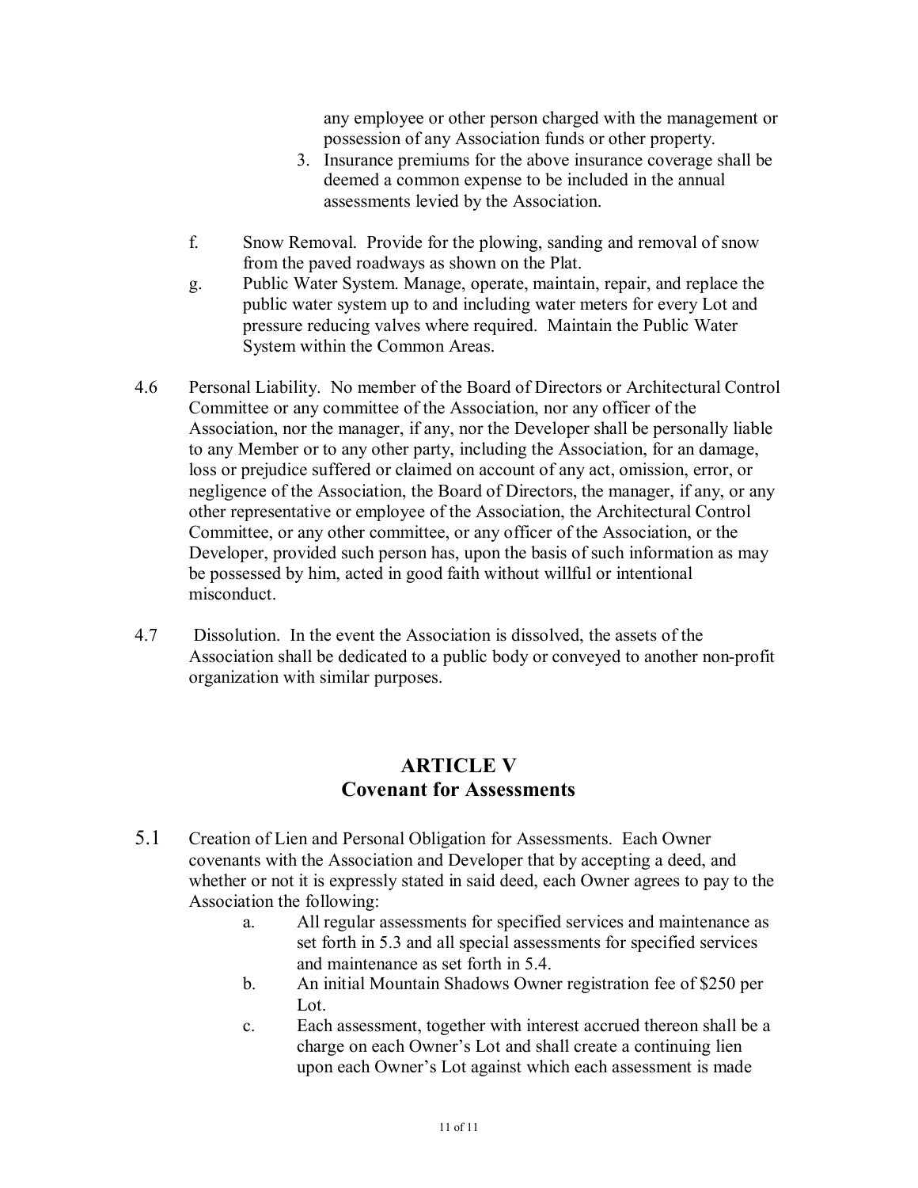any employee or other person charged with the management or possession of any Association funds or other property.

3. Insurance premiums for the above insurance coverage shall be deemed a common expense to be included in the annual assessments levied by the Association.

f. Snow Removal. Provide for the plowing, sanding and removal of snow from the paved roadways as shown on the Plat.

g. Public Water System. Manage, operate, maintain, repair, and replace the public water system up to and including water meters for every Lot and pressure reducing valves where required. Maintain the Public Water System within the Common Areas.

4.6 Personal Liability. No member of the Board of Directors or Architectural Control Committee or any committee of the Association, nor any officer of the Association, nor the manager, if any, nor the Developer shall be personally liable to any Member or to any other party, including the Association, for an damage, loss or prejudice suffered or claimed on account of any act, omission, error, or negligence of the Association, the Board of Directors, the manager, if any, or any other representative or employee of the Association, the Architectural Control Committee, or any other committee, or any officer of the Association, or the Developer, provided such person has, upon the basis of such information as may be possessed by him, acted in good faith without willful or intentional misconduct.

4.7 Dissolution. In the event the Association is dissolved, the assets of the Association shall be dedicated to a public body or conveyed to another non-profit organization with similar purposes.

## ARTICLE V
## Covenant for Assessments

5.1 Creation of Lien and Personal Obligation for Assessments. Each Owner covenants with the Association and Developer that by accepting a deed, and whether or not it is expressly stated in said deed, each Owner agrees to pay to the Association the following:

a. All regular assessments for specified services and maintenance as set forth in 5.3 and all special assessments for specified services and maintenance as set forth in 5.4.

b. An initial Mountain Shadows Owner registration fee of $250 per Lot.

c. Each assessment, together with interest accrued thereon shall be a charge on each Owner's Lot and shall create a continuing lien upon each Owner's Lot against which each assessment is made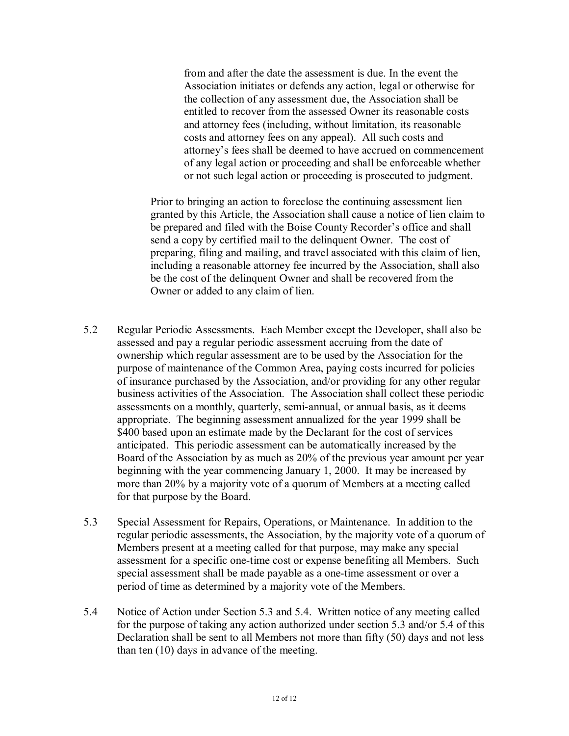from and after the date the assessment is due. In the event the Association initiates or defends any action, legal or otherwise for the collection of any assessment due, the Association shall be entitled to recover from the assessed Owner its reasonable costs and attorney fees (including, without limitation, its reasonable costs and attorney fees on any appeal). All such costs and attorney's fees shall be deemed to have accrued on commencement of any legal action or proceeding and shall be enforceable whether or not such legal action or proceeding is prosecuted to judgment.

Prior to bringing an action to foreclose the continuing assessment lien granted by this Article, the Association shall cause a notice of lien claim to be prepared and filed with the Boise County Recorder's office and shall send a copy by certified mail to the delinquent Owner. The cost of preparing, filing and mailing, and travel associated with this claim of lien, including a reasonable attorney fee incurred by the Association, shall also be the cost of the delinquent Owner and shall be recovered from the Owner or added to any claim of lien.

5.2 Regular Periodic Assessments. Each Member except the Developer, shall also be assessed and pay a regular periodic assessment accruing from the date of ownership which regular assessment are to be used by the Association for the purpose of maintenance of the Common Area, paying costs incurred for policies of insurance purchased by the Association, and/or providing for any other regular business activities of the Association. The Association shall collect these periodic assessments on a monthly, quarterly, semi-annual, or annual basis, as it deems appropriate. The beginning assessment annualized for the year 1999 shall be $400 based upon an estimate made by the Declarant for the cost of services anticipated. This periodic assessment can be automatically increased by the Board of the Association by as much as 20% of the previous year amount per year beginning with the year commencing January 1, 2000. It may be increased by more than 20% by a majority vote of a quorum of Members at a meeting called for that purpose by the Board.

5.3 Special Assessment for Repairs, Operations, or Maintenance. In addition to the regular periodic assessments, the Association, by the majority vote of a quorum of Members present at a meeting called for that purpose, may make any special assessment for a specific one-time cost or expense benefiting all Members. Such special assessment shall be made payable as a one-time assessment or over a period of time as determined by a majority vote of the Members.

5.4 Notice of Action under Section 5.3 and 5.4. Written notice of any meeting called for the purpose of taking any action authorized under section 5.3 and/or 5.4 of this Declaration shall be sent to all Members not more than fifty (50) days and not less than ten (10) days in advance of the meeting.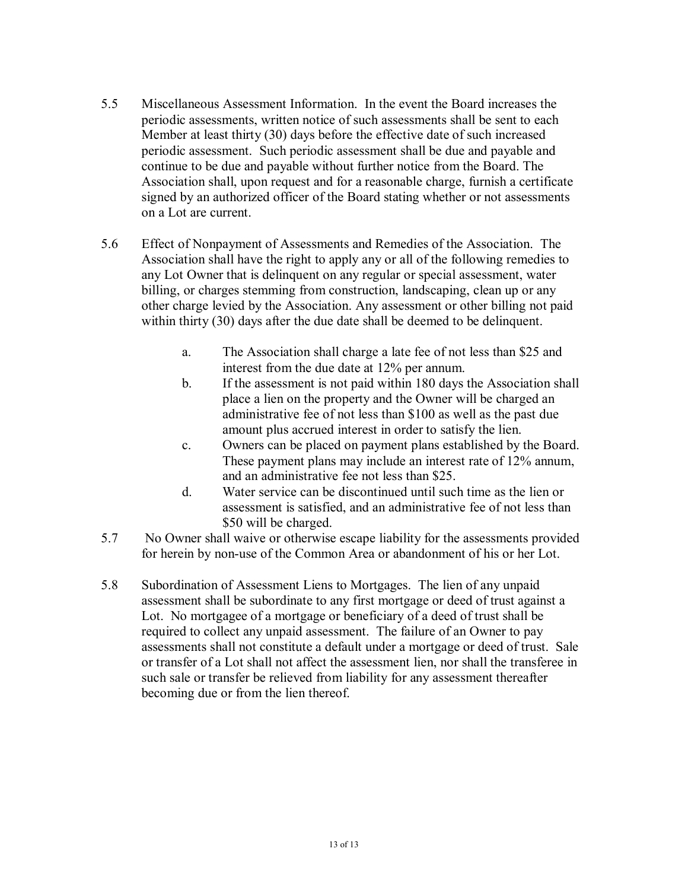5.5 Miscellaneous Assessment Information. In the event the Board increases the periodic assessments, written notice of such assessments shall be sent to each Member at least thirty (30) days before the effective date of such increased periodic assessment. Such periodic assessment shall be due and payable and continue to be due and payable without further notice from the Board. The Association shall, upon request and for a reasonable charge, furnish a certificate signed by an authorized officer of the Board stating whether or not assessments on a Lot are current.

5.6 Effect of Nonpayment of Assessments and Remedies of the Association. The Association shall have the right to apply any or all of the following remedies to any Lot Owner that is delinquent on any regular or special assessment, water billing, or charges stemming from construction, landscaping, clean up or any other charge levied by the Association. Any assessment or other billing not paid within thirty (30) days after the due date shall be deemed to be delinquent.

- a. The Association shall charge a late fee of not less than $25 and interest from the due date at 12% per annum.
- b. If the assessment is not paid within 180 days the Association shall place a lien on the property and the Owner will be charged an administrative fee of not less than $100 as well as the past due amount plus accrued interest in order to satisfy the lien.
- c. Owners can be placed on payment plans established by the Board. These payment plans may include an interest rate of 12% annum, and an administrative fee not less than $25.
- d. Water service can be discontinued until such time as the lien or assessment is satisfied, and an administrative fee of not less than $50 will be charged.

5.7 No Owner shall waive or otherwise escape liability for the assessments provided for herein by non-use of the Common Area or abandonment of his or her Lot.

5.8 Subordination of Assessment Liens to Mortgages. The lien of any unpaid assessment shall be subordinate to any first mortgage or deed of trust against a Lot. No mortgagee of a mortgage or beneficiary of a deed of trust shall be required to collect any unpaid assessment. The failure of an Owner to pay assessments shall not constitute a default under a mortgage or deed of trust. Sale or transfer of a Lot shall not affect the assessment lien, nor shall the transferee in such sale or transfer be relieved from liability for any assessment thereafter becoming due or from the lien thereof.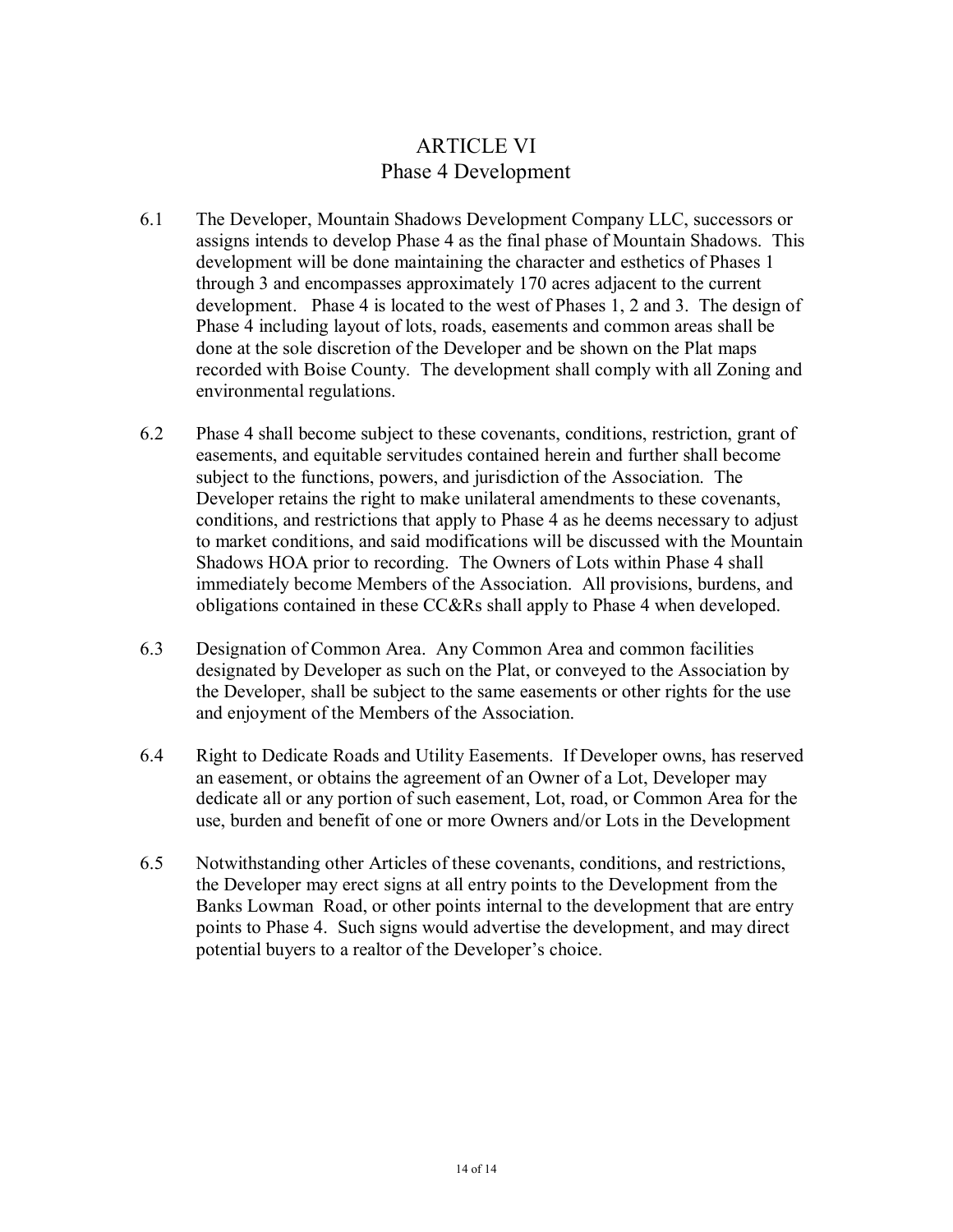# ARTICLE VI
## Phase 4 Development

6.1 The Developer, Mountain Shadows Development Company LLC, successors or assigns intends to develop Phase 4 as the final phase of Mountain Shadows. This development will be done maintaining the character and esthetics of Phases 1 through 3 and encompasses approximately 170 acres adjacent to the current development. Phase 4 is located to the west of Phases 1, 2 and 3. The design of Phase 4 including layout of lots, roads, easements and common areas shall be done at the sole discretion of the Developer and be shown on the Plat maps recorded with Boise County. The development shall comply with all Zoning and environmental regulations.

6.2 Phase 4 shall become subject to these covenants, conditions, restriction, grant of easements, and equitable servitudes contained herein and further shall become subject to the functions, powers, and jurisdiction of the Association. The Developer retains the right to make unilateral amendments to these covenants, conditions, and restrictions that apply to Phase 4 as he deems necessary to adjust to market conditions, and said modifications will be discussed with the Mountain Shadows HOA prior to recording. The Owners of Lots within Phase 4 shall immediately become Members of the Association. All provisions, burdens, and obligations contained in these CC&Rs shall apply to Phase 4 when developed.

6.3 Designation of Common Area. Any Common Area and common facilities designated by Developer as such on the Plat, or conveyed to the Association by the Developer, shall be subject to the same easements or other rights for the use and enjoyment of the Members of the Association.

6.4 Right to Dedicate Roads and Utility Easements. If Developer owns, has reserved an easement, or obtains the agreement of an Owner of a Lot, Developer may dedicate all or any portion of such easement, Lot, road, or Common Area for the use, burden and benefit of one or more Owners and/or Lots in the Development

6.5 Notwithstanding other Articles of these covenants, conditions, and restrictions, the Developer may erect signs at all entry points to the Development from the Banks Lowman Road, or other points internal to the development that are entry points to Phase 4. Such signs would advertise the development, and may direct potential buyers to a realtor of the Developer's choice.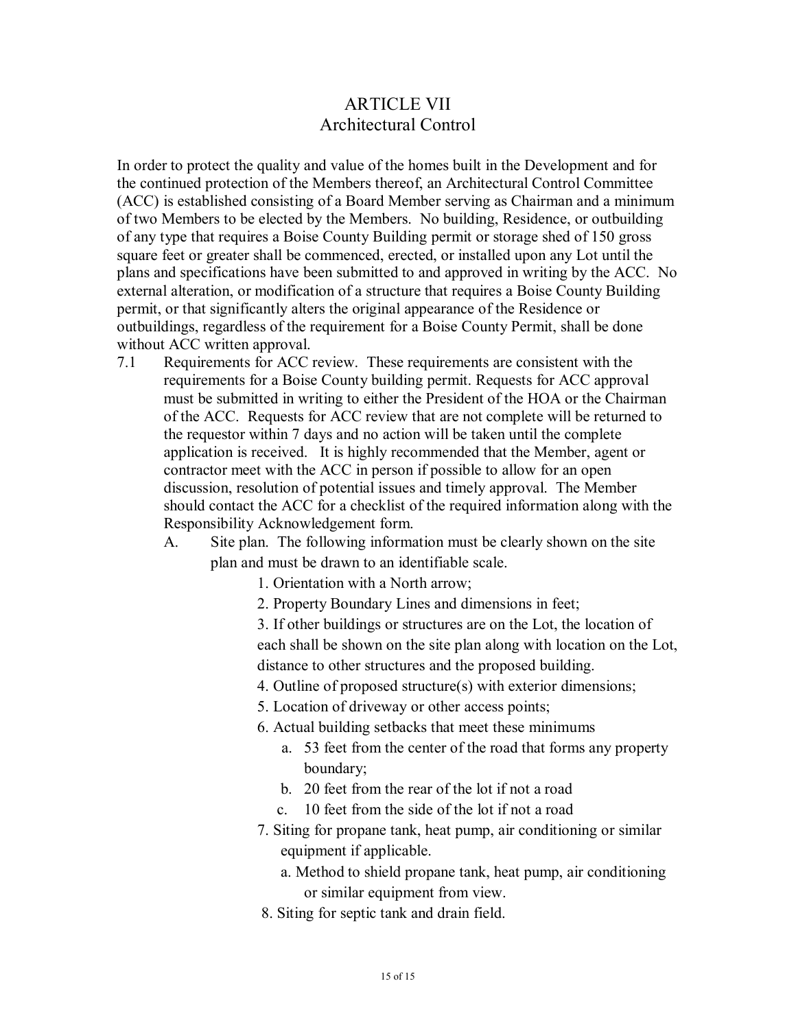# ARTICLE VII
## Architectural Control

In order to protect the quality and value of the homes built in the Development and for the continued protection of the Members thereof, an Architectural Control Committee (ACC) is established consisting of a Board Member serving as Chairman and a minimum of two Members to be elected by the Members. No building, Residence, or outbuilding of any type that requires a Boise County Building permit or storage shed of 150 gross square feet or greater shall be commenced, erected, or installed upon any Lot until the plans and specifications have been submitted to and approved in writing by the ACC. No external alteration, or modification of a structure that requires a Boise County Building permit, or that significantly alters the original appearance of the Residence or outbuildings, regardless of the requirement for a Boise County Permit, shall be done without ACC written approval.

7.1 Requirements for ACC review. These requirements are consistent with the requirements for a Boise County building permit. Requests for ACC approval must be submitted in writing to either the President of the HOA or the Chairman of the ACC. Requests for ACC review that are not complete will be returned to the requestor within 7 days and no action will be taken until the complete application is received. It is highly recommended that the Member, agent or contractor meet with the ACC in person if possible to allow for an open discussion, resolution of potential issues and timely approval. The Member should contact the ACC for a checklist of the required information along with the Responsibility Acknowledgement form.

A. Site plan. The following information must be clearly shown on the site plan and must be drawn to an identifiable scale.

1. Orientation with a North arrow;
2. Property Boundary Lines and dimensions in feet;
3. If other buildings or structures are on the Lot, the location of each shall be shown on the site plan along with location on the Lot, distance to other structures and the proposed building.
4. Outline of proposed structure(s) with exterior dimensions;
5. Location of driveway or other access points;
6. Actual building setbacks that meet these minimums
   a. 53 feet from the center of the road that forms any property boundary;
   b. 20 feet from the rear of the lot if not a road
   c. 10 feet from the side of the lot if not a road
7. Siting for propane tank, heat pump, air conditioning or similar equipment if applicable.
   a. Method to shield propane tank, heat pump, air conditioning or similar equipment from view.
8. Siting for septic tank and drain field.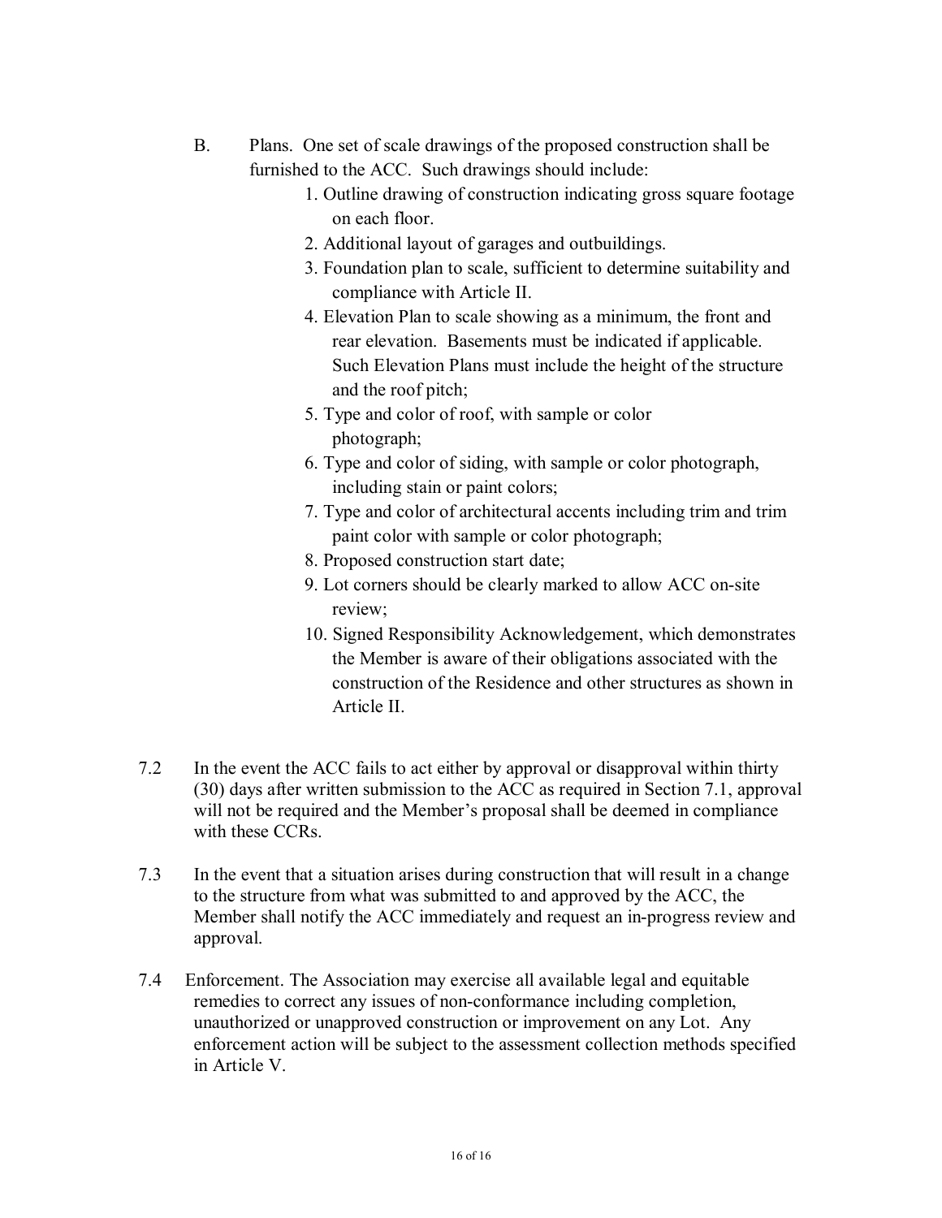B. Plans. One set of scale drawings of the proposed construction shall be furnished to the ACC. Such drawings should include:

1. Outline drawing of construction indicating gross square footage on each floor.
2. Additional layout of garages and outbuildings.
3. Foundation plan to scale, sufficient to determine suitability and compliance with Article II.
4. Elevation Plan to scale showing as a minimum, the front and rear elevation. Basements must be indicated if applicable. Such Elevation Plans must include the height of the structure and the roof pitch;
5. Type and color of roof, with sample or color photograph;
6. Type and color of siding, with sample or color photograph, including stain or paint colors;
7. Type and color of architectural accents including trim and trim paint color with sample or color photograph;
8. Proposed construction start date;
9. Lot corners should be clearly marked to allow ACC on-site review;
10. Signed Responsibility Acknowledgement, which demonstrates the Member is aware of their obligations associated with the construction of the Residence and other structures as shown in Article II.

7.2 In the event the ACC fails to act either by approval or disapproval within thirty (30) days after written submission to the ACC as required in Section 7.1, approval will not be required and the Member's proposal shall be deemed in compliance with these CCRs.

7.3 In the event that a situation arises during construction that will result in a change to the structure from what was submitted to and approved by the ACC, the Member shall notify the ACC immediately and request an in-progress review and approval.

7.4 Enforcement. The Association may exercise all available legal and equitable remedies to correct any issues of non-conformance including completion, unauthorized or unapproved construction or improvement on any Lot. Any enforcement action will be subject to the assessment collection methods specified in Article V.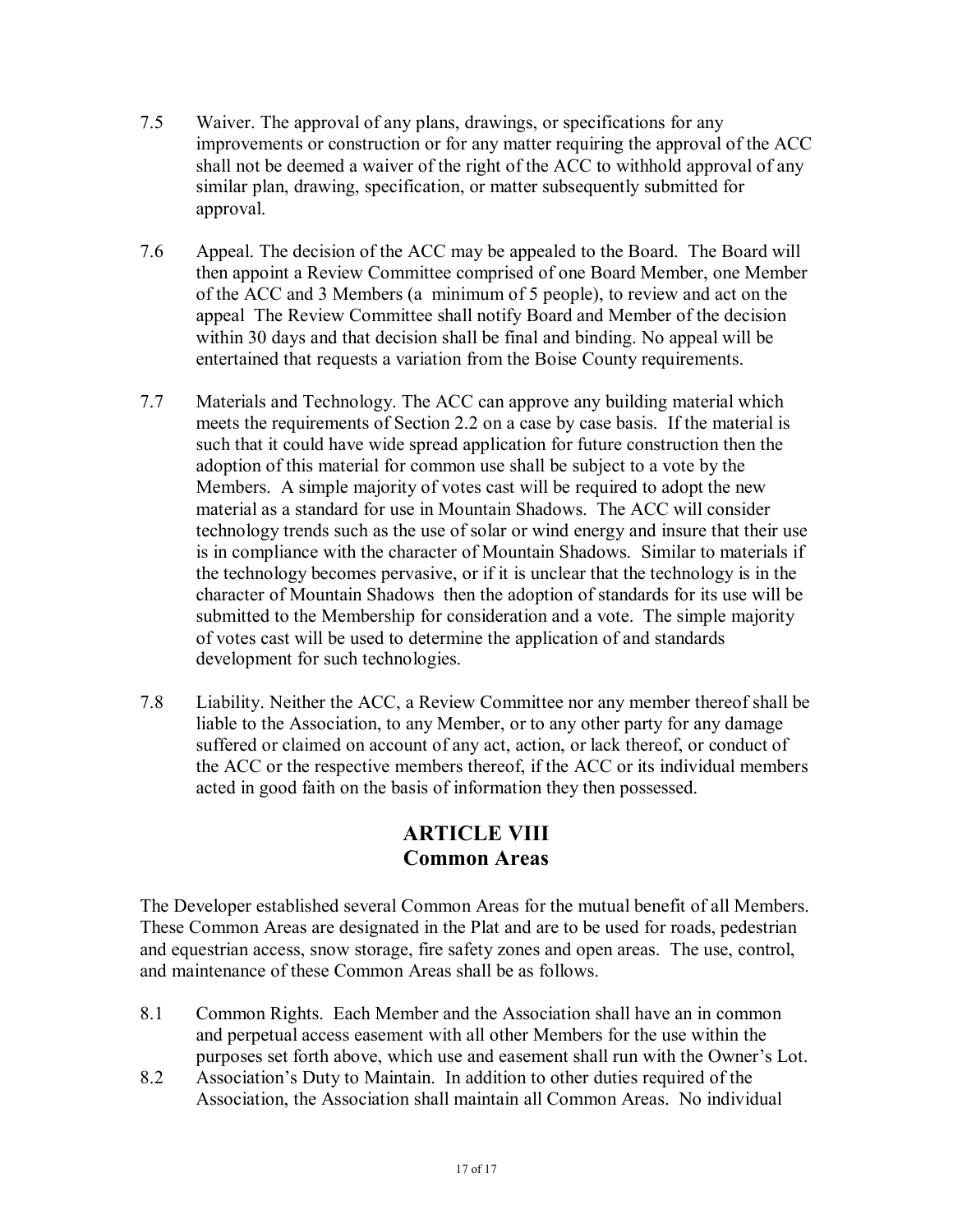7.5 Waiver. The approval of any plans, drawings, or specifications for any improvements or construction or for any matter requiring the approval of the ACC shall not be deemed a waiver of the right of the ACC to withhold approval of any similar plan, drawing, specification, or matter subsequently submitted for approval.

7.6 Appeal. The decision of the ACC may be appealed to the Board. The Board will then appoint a Review Committee comprised of one Board Member, one Member of the ACC and 3 Members (a minimum of 5 people), to review and act on the appeal The Review Committee shall notify Board and Member of the decision within 30 days and that decision shall be final and binding. No appeal will be entertained that requests a variation from the Boise County requirements.

7.7 Materials and Technology. The ACC can approve any building material which meets the requirements of Section 2.2 on a case by case basis. If the material is such that it could have wide spread application for future construction then the adoption of this material for common use shall be subject to a vote by the Members. A simple majority of votes cast will be required to adopt the new material as a standard for use in Mountain Shadows. The ACC will consider technology trends such as the use of solar or wind energy and insure that their use is in compliance with the character of Mountain Shadows. Similar to materials if the technology becomes pervasive, or if it is unclear that the technology is in the character of Mountain Shadows then the adoption of standards for its use will be submitted to the Membership for consideration and a vote. The simple majority of votes cast will be used to determine the application of and standards development for such technologies.

7.8 Liability. Neither the ACC, a Review Committee nor any member thereof shall be liable to the Association, to any Member, or to any other party for any damage suffered or claimed on account of any act, action, or lack thereof, or conduct of the ACC or the respective members thereof, if the ACC or its individual members acted in good faith on the basis of information they then possessed.

## ARTICLE VIII
## Common Areas

The Developer established several Common Areas for the mutual benefit of all Members. These Common Areas are designated in the Plat and are to be used for roads, pedestrian and equestrian access, snow storage, fire safety zones and open areas. The use, control, and maintenance of these Common Areas shall be as follows.

8.1 Common Rights. Each Member and the Association shall have an in common and perpetual access easement with all other Members for the use within the purposes set forth above, which use and easement shall run with the Owner's Lot.

8.2 Association's Duty to Maintain. In addition to other duties required of the Association, the Association shall maintain all Common Areas. No individual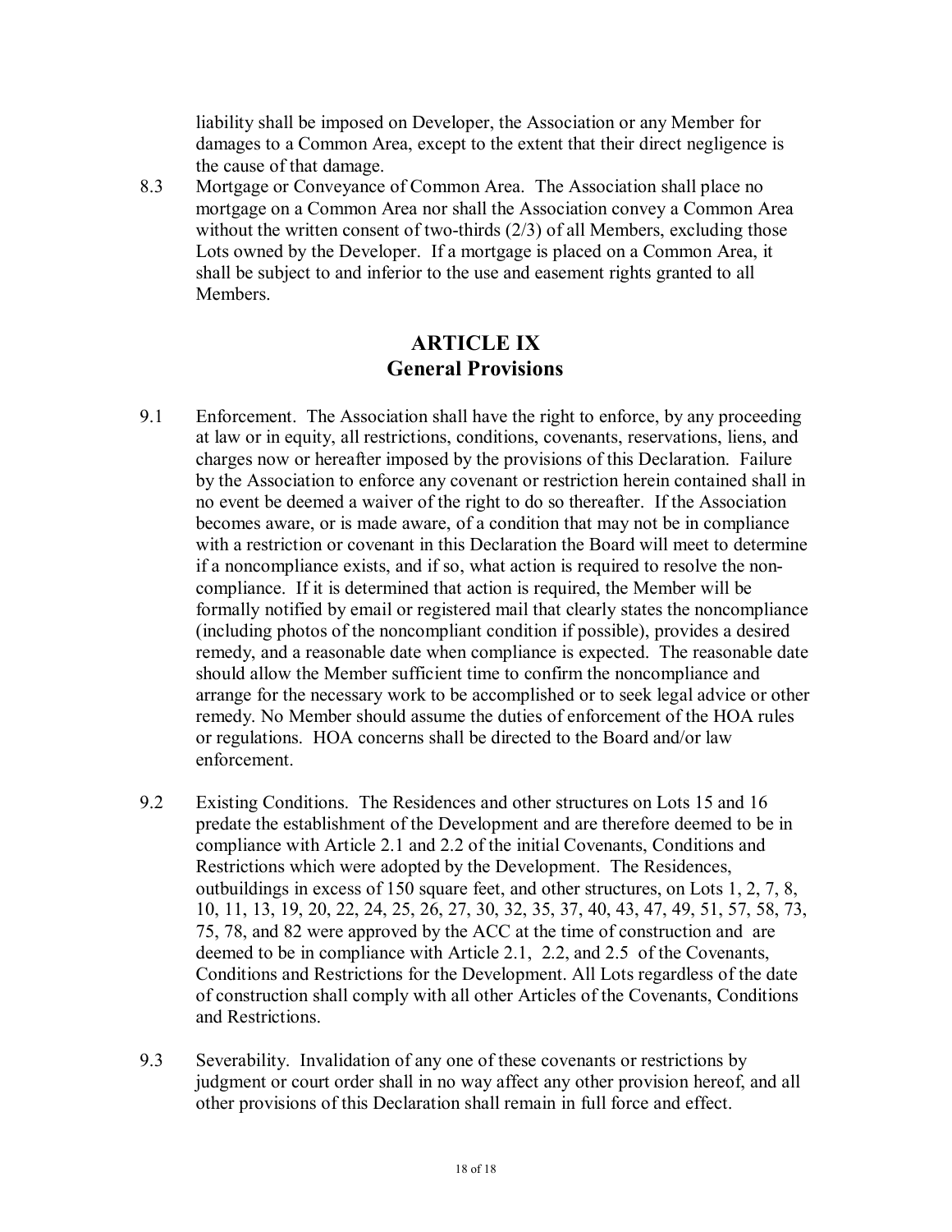liability shall be imposed on Developer, the Association or any Member for damages to a Common Area, except to the extent that their direct negligence is the cause of that damage.

8.3 Mortgage or Conveyance of Common Area. The Association shall place no mortgage on a Common Area nor shall the Association convey a Common Area without the written consent of two-thirds (2/3) of all Members, excluding those Lots owned by the Developer. If a mortgage is placed on a Common Area, it shall be subject to and inferior to the use and easement rights granted to all Members.

## ARTICLE IX
## General Provisions

9.1 Enforcement. The Association shall have the right to enforce, by any proceeding at law or in equity, all restrictions, conditions, covenants, reservations, liens, and charges now or hereafter imposed by the provisions of this Declaration. Failure by the Association to enforce any covenant or restriction herein contained shall in no event be deemed a waiver of the right to do so thereafter. If the Association becomes aware, or is made aware, of a condition that may not be in compliance with a restriction or covenant in this Declaration the Board will meet to determine if a noncompliance exists, and if so, what action is required to resolve the non-compliance. If it is determined that action is required, the Member will be formally notified by email or registered mail that clearly states the noncompliance (including photos of the noncompliant condition if possible), provides a desired remedy, and a reasonable date when compliance is expected. The reasonable date should allow the Member sufficient time to confirm the noncompliance and arrange for the necessary work to be accomplished or to seek legal advice or other remedy. No Member should assume the duties of enforcement of the HOA rules or regulations. HOA concerns shall be directed to the Board and/or law enforcement.

9.2 Existing Conditions. The Residences and other structures on Lots 15 and 16 predate the establishment of the Development and are therefore deemed to be in compliance with Article 2.1 and 2.2 of the initial Covenants, Conditions and Restrictions which were adopted by the Development. The Residences, outbuildings in excess of 150 square feet, and other structures, on Lots 1, 2, 7, 8, 10, 11, 13, 19, 20, 22, 24, 25, 26, 27, 30, 32, 35, 37, 40, 43, 47, 49, 51, 57, 58, 73, 75, 78, and 82 were approved by the ACC at the time of construction and are deemed to be in compliance with Article 2.1, 2.2, and 2.5 of the Covenants, Conditions and Restrictions for the Development. All Lots regardless of the date of construction shall comply with all other Articles of the Covenants, Conditions and Restrictions.

9.3 Severability. Invalidation of any one of these covenants or restrictions by judgment or court order shall in no way affect any other provision hereof, and all other provisions of this Declaration shall remain in full force and effect.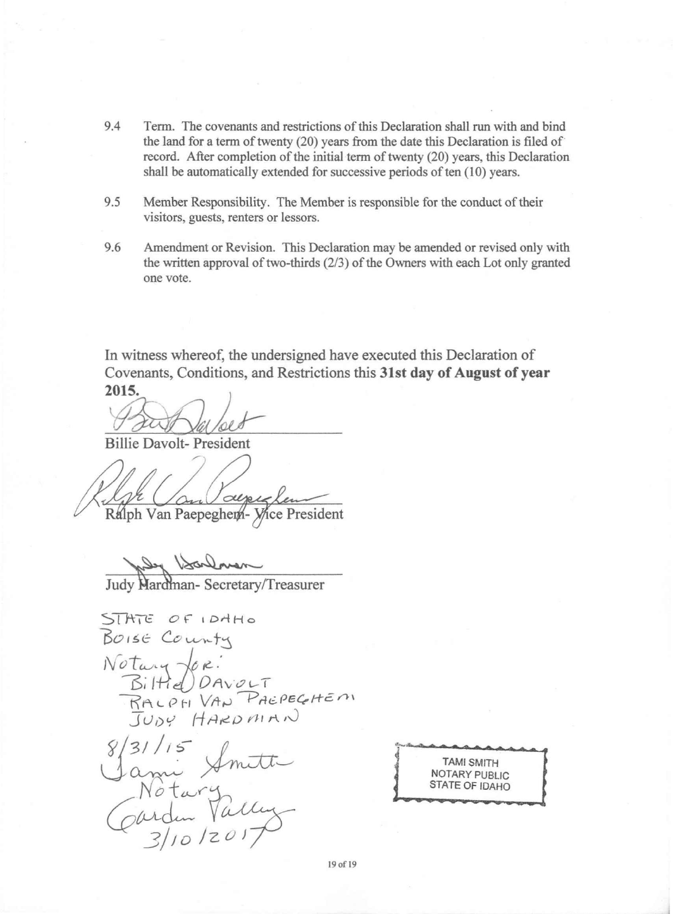9.4 Term. The covenants and restrictions of this Declaration shall run with and bind the land for a term of twenty (20) years from the date this Declaration is filed of record. After completion of the initial term of twenty (20) years, this Declaration shall be automatically extended for successive periods of ten (10) years.

9.5 Member Responsibility. The Member is responsible for the conduct of their visitors, guests, renters or lessors.

9.6 Amendment or Revision. This Declaration may be amended or revised only with the written approval of two-thirds (2/3) of the Owners with each Lot only granted one vote.

In witness whereof, the undersigned have executed this Declaration of Covenants, Conditions, and Restrictions this **31st day of August of year 2015.**

Billie Davolt- President

Ralph Van Paepeghem- Vice President

Judy Hardman- Secretary/Treasurer

STATE OF IDAHO
BOISE County
Notary for:
Billie DAVOLT
RALPH VAN PAEPEGHEM
JUDY HARDMAN

8/31/15
Tami Smith
Notary
Garden Valley
3/10/2017

TAMI SMITH
NOTARY PUBLIC
STATE OF IDAHO